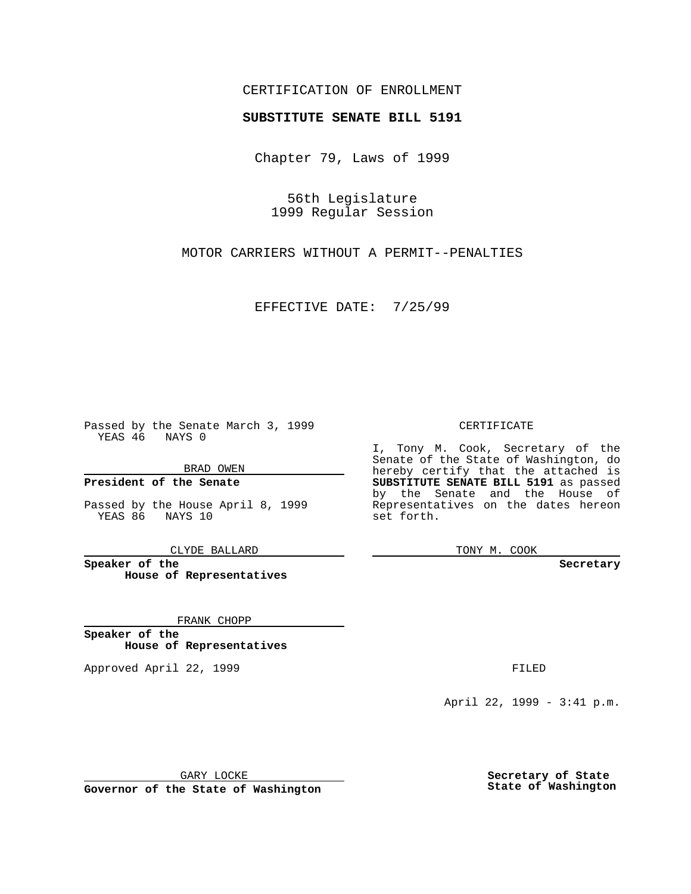CERTIFICATION OF ENROLLMENT

**SUBSTITUTE SENATE BILL 5191**

Chapter 79, Laws of 1999

56th Legislature
1999 Regular Session

MOTOR CARRIERS WITHOUT A PERMIT--PENALTIES

EFFECTIVE DATE: 7/25/99

Passed by the Senate March 3, 1999
YEAS 46 NAYS 0

BRAD OWEN

**President of the Senate**

Passed by the House April 8, 1999
YEAS 86 NAYS 10

CLYDE BALLARD

**Speaker of the House of Representatives**

FRANK CHOPP

**Speaker of the House of Representatives**

Approved April 22, 1999

GARY LOCKE

**Governor of the State of Washington**

CERTIFICATE

I, Tony M. Cook, Secretary of the Senate of the State of Washington, do hereby certify that the attached is **SUBSTITUTE SENATE BILL 5191** as passed by the Senate and the House of Representatives on the dates hereon set forth.

TONY M. COOK

**Secretary**

FILED

April 22, 1999 - 3:41 p.m.

**Secretary of State**
**State of Washington**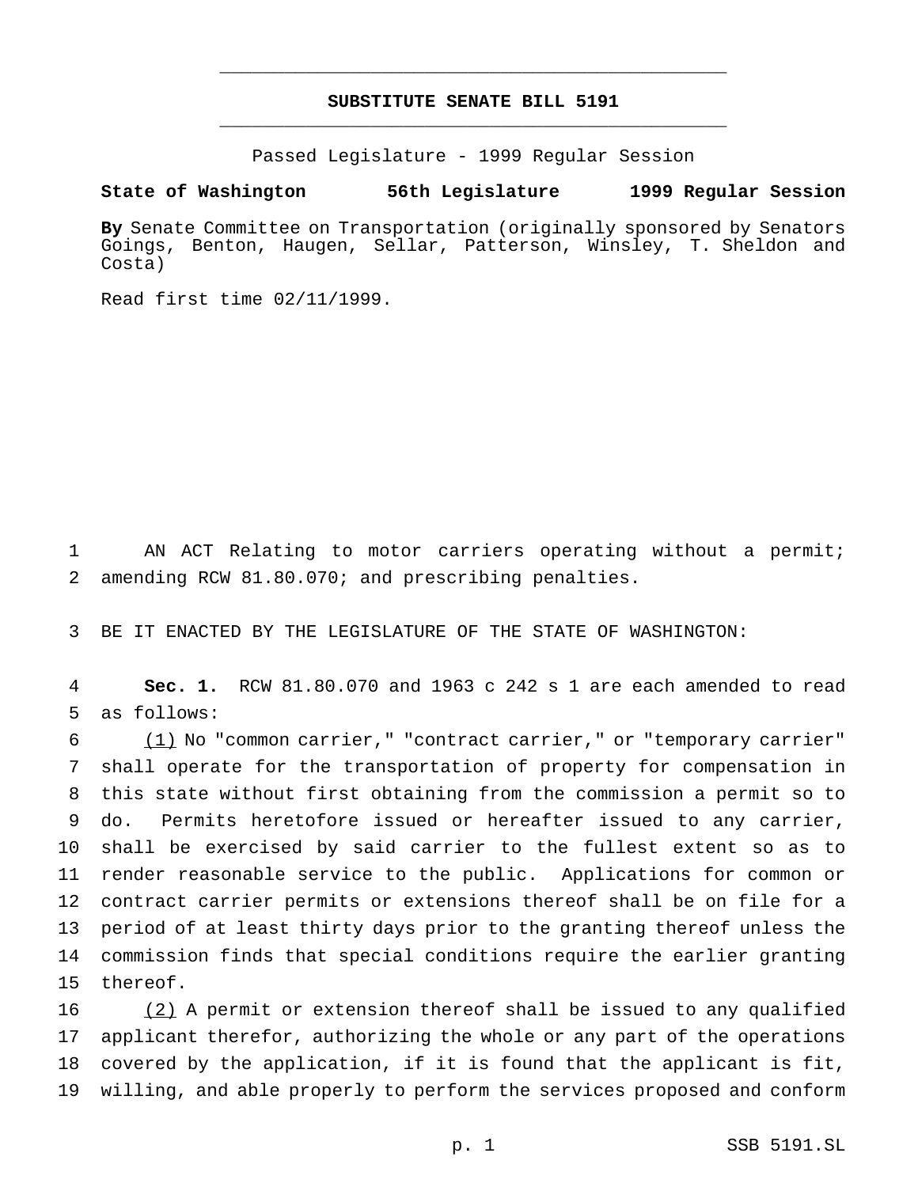# SUBSTITUTE SENATE BILL 5191

Passed Legislature - 1999 Regular Session

**State of Washington 56th Legislature 1999 Regular Session**

**By** Senate Committee on Transportation (originally sponsored by Senators Goings, Benton, Haugen, Sellar, Patterson, Winsley, T. Sheldon and Costa)

Read first time 02/11/1999.

AN ACT Relating to motor carriers operating without a permit; amending RCW 81.80.070; and prescribing penalties.

BE IT ENACTED BY THE LEGISLATURE OF THE STATE OF WASHINGTON:

**Sec. 1.** RCW 81.80.070 and 1963 c 242 s 1 are each amended to read as follows:

(1) No "common carrier," "contract carrier," or "temporary carrier" shall operate for the transportation of property for compensation in this state without first obtaining from the commission a permit so to do. Permits heretofore issued or hereafter issued to any carrier, shall be exercised by said carrier to the fullest extent so as to render reasonable service to the public. Applications for common or contract carrier permits or extensions thereof shall be on file for a period of at least thirty days prior to the granting thereof unless the commission finds that special conditions require the earlier granting thereof.

(2) A permit or extension thereof shall be issued to any qualified applicant therefor, authorizing the whole or any part of the operations covered by the application, if it is found that the applicant is fit, willing, and able properly to perform the services proposed and conform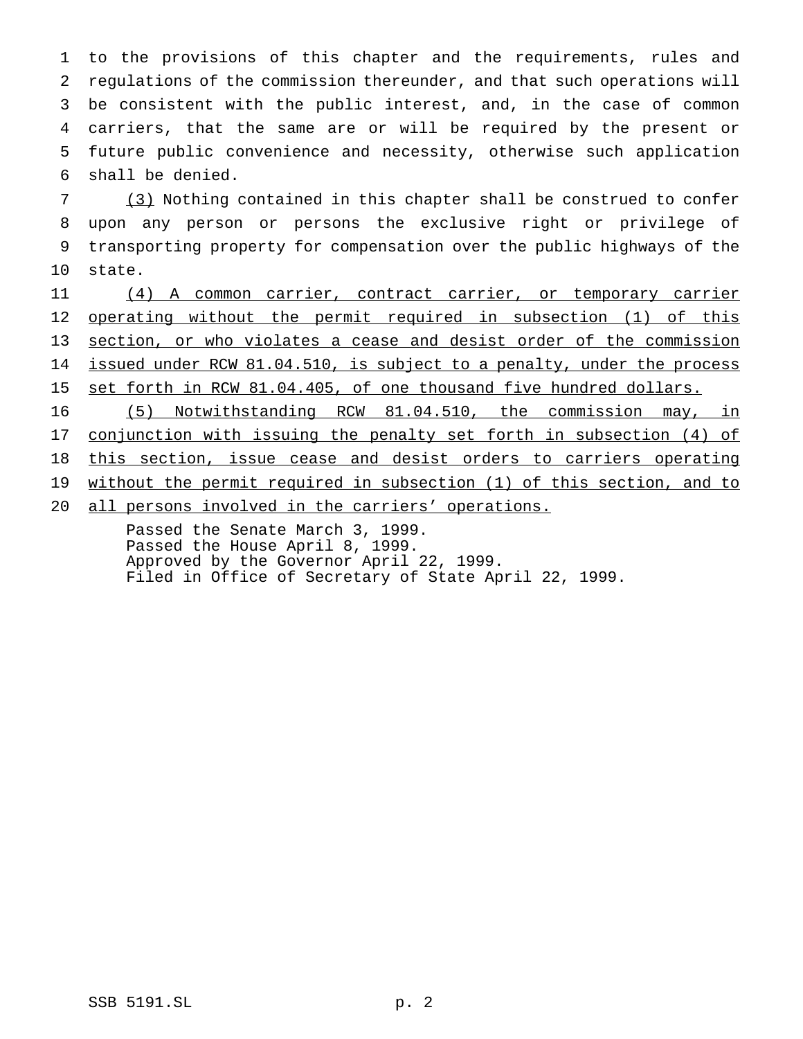to the provisions of this chapter and the requirements, rules and regulations of the commission thereunder, and that such operations will be consistent with the public interest, and, in the case of common carriers, that the same are or will be required by the present or future public convenience and necessity, otherwise such application shall be denied.

(3) Nothing contained in this chapter shall be construed to confer upon any person or persons the exclusive right or privilege of transporting property for compensation over the public highways of the state.

(4) A common carrier, contract carrier, or temporary carrier operating without the permit required in subsection (1) of this section, or who violates a cease and desist order of the commission issued under RCW 81.04.510, is subject to a penalty, under the process set forth in RCW 81.04.405, of one thousand five hundred dollars.

(5) Notwithstanding RCW 81.04.510, the commission may, in conjunction with issuing the penalty set forth in subsection (4) of this section, issue cease and desist orders to carriers operating without the permit required in subsection (1) of this section, and to all persons involved in the carriers' operations.

Passed the Senate March 3, 1999.
Passed the House April 8, 1999.
Approved by the Governor April 22, 1999.
Filed in Office of Secretary of State April 22, 1999.